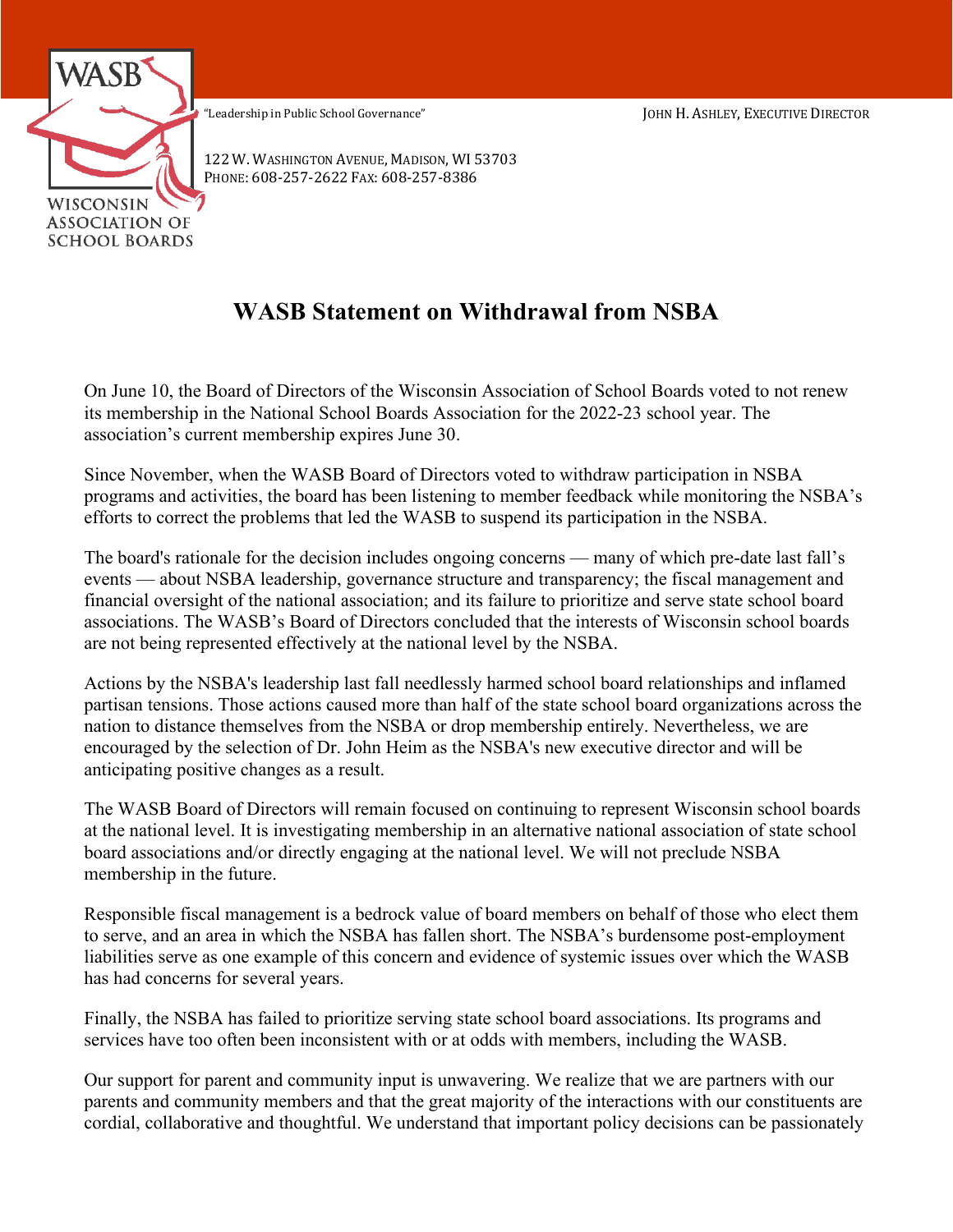WASB

WISCONSIN ASSOCIATION OF SCHOOL BOARDS

"Leadership in Public School Governance"

JOHN H. ASHLEY, EXECUTIVE DIRECTOR

122 W. WASHINGTON AVENUE, MADISON, WI 53703
PHONE: 608-257-2622 FAX: 608-257-8386

# WASB Statement on Withdrawal from NSBA

On June 10, the Board of Directors of the Wisconsin Association of School Boards voted to not renew its membership in the National School Boards Association for the 2022-23 school year. The association's current membership expires June 30.

Since November, when the WASB Board of Directors voted to withdraw participation in NSBA programs and activities, the board has been listening to member feedback while monitoring the NSBA's efforts to correct the problems that led the WASB to suspend its participation in the NSBA.

The board's rationale for the decision includes ongoing concerns — many of which pre-date last fall's events — about NSBA leadership, governance structure and transparency; the fiscal management and financial oversight of the national association; and its failure to prioritize and serve state school board associations. The WASB's Board of Directors concluded that the interests of Wisconsin school boards are not being represented effectively at the national level by the NSBA.

Actions by the NSBA's leadership last fall needlessly harmed school board relationships and inflamed partisan tensions. Those actions caused more than half of the state school board organizations across the nation to distance themselves from the NSBA or drop membership entirely. Nevertheless, we are encouraged by the selection of Dr. John Heim as the NSBA's new executive director and will be anticipating positive changes as a result.

The WASB Board of Directors will remain focused on continuing to represent Wisconsin school boards at the national level. It is investigating membership in an alternative national association of state school board associations and/or directly engaging at the national level. We will not preclude NSBA membership in the future.

Responsible fiscal management is a bedrock value of board members on behalf of those who elect them to serve, and an area in which the NSBA has fallen short. The NSBA's burdensome post-employment liabilities serve as one example of this concern and evidence of systemic issues over which the WASB has had concerns for several years.

Finally, the NSBA has failed to prioritize serving state school board associations. Its programs and services have too often been inconsistent with or at odds with members, including the WASB.

Our support for parent and community input is unwavering. We realize that we are partners with our parents and community members and that the great majority of the interactions with our constituents are cordial, collaborative and thoughtful. We understand that important policy decisions can be passionately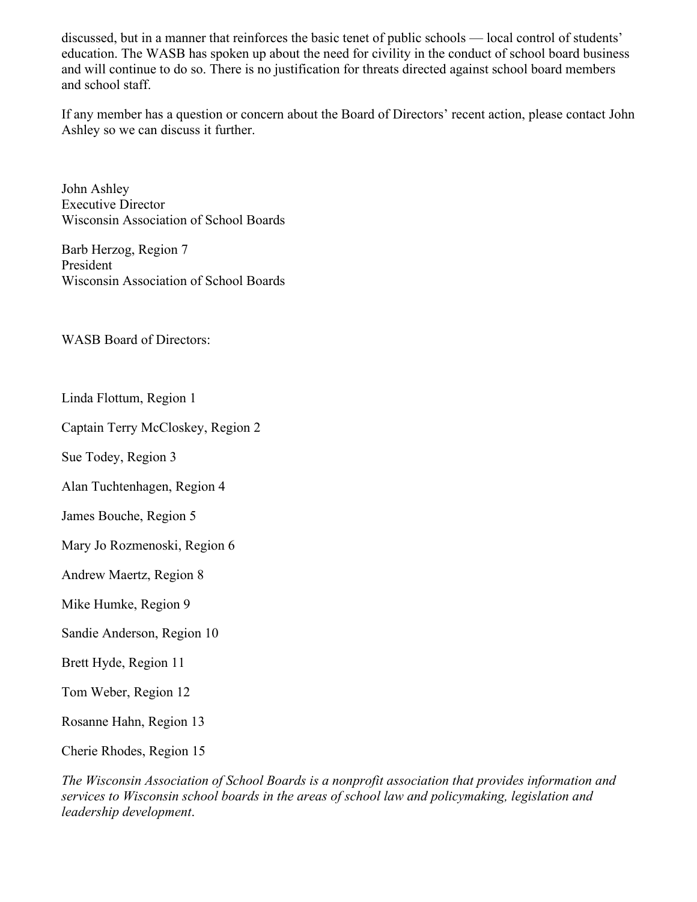discussed, but in a manner that reinforces the basic tenet of public schools — local control of students' education. The WASB has spoken up about the need for civility in the conduct of school board business and will continue to do so. There is no justification for threats directed against school board members and school staff.

If any member has a question or concern about the Board of Directors' recent action, please contact John Ashley so we can discuss it further.

John Ashley
Executive Director
Wisconsin Association of School Boards

Barb Herzog, Region 7
President
Wisconsin Association of School Boards

WASB Board of Directors:

Linda Flottum, Region 1

Captain Terry McCloskey, Region 2

Sue Todey, Region 3

Alan Tuchtenhagen, Region 4

James Bouche, Region 5

Mary Jo Rozmenoski, Region 6

Andrew Maertz, Region 8

Mike Humke, Region 9

Sandie Anderson, Region 10

Brett Hyde, Region 11

Tom Weber, Region 12

Rosanne Hahn, Region 13

Cherie Rhodes, Region 15

*The Wisconsin Association of School Boards is a nonprofit association that provides information and services to Wisconsin school boards in the areas of school law and policymaking, legislation and leadership development*.